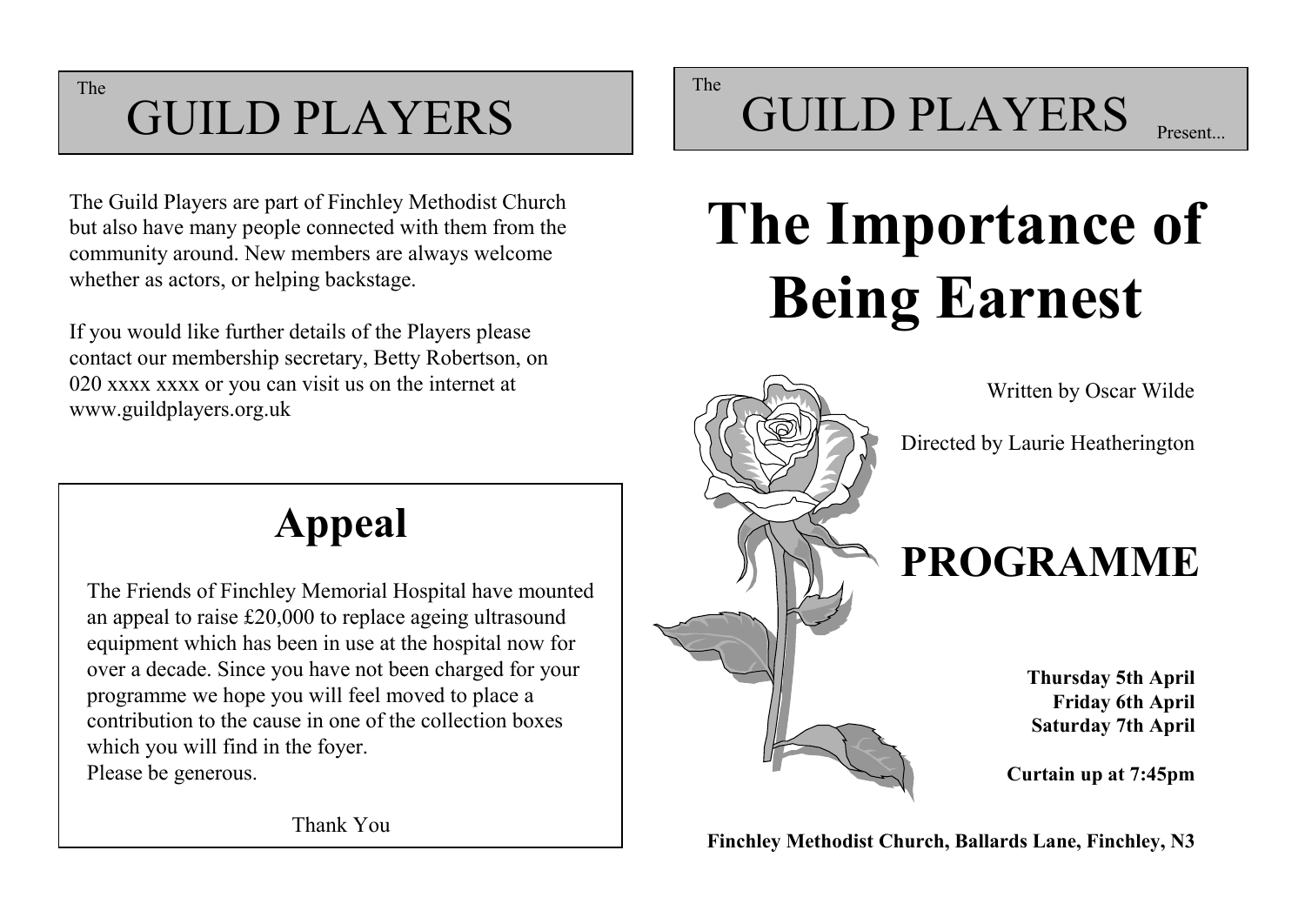# The GUILD PLAYERS

The Guild Players are part of Finchley Methodist Church but also have many people connected with them from the community around. New members are always welcome whether as actors, or helping backstage.

If you would like further details of the Players please contact our membership secretary, Betty Robertson, on 020 xxxx xxxx or you can visit us on the internet at www.guildplayers.org.uk

## Appeal

The Friends of Finchley Memorial Hospital have mounted an appeal to raise £20,000 to replace ageing ultrasound equipment which has been in use at the hospital now for over a decade. Since you have not been charged for your programme we hope you will feel moved to place a contribution to the cause in one of the collection boxes which you will find in the foyer.
Please be generous.

Thank You

# The GUILD PLAYERS Present...

# The Importance of Being Earnest

Written by Oscar Wilde

Directed by Laurie Heatherington

## PROGRAMME

**Thursday 5th April**
**Friday 6th April**
**Saturday 7th April**

**Curtain up at 7:45pm**

**Finchley Methodist Church, Ballards Lane, Finchley, N3**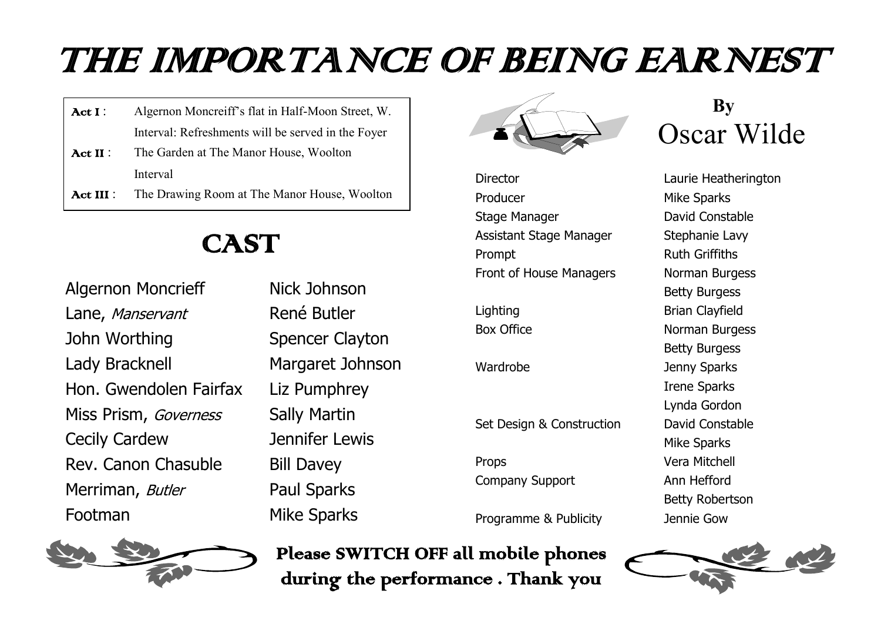# THE IMPORTANCE OF BEING EARNEST

| | |
|---|---|
| **Act I** : | Algernon Moncreiff's flat in Half-Moon Street, W. |
| | Interval: Refreshments will be served in the Foyer |
| **Act II** : | The Garden at The Manor House, Woolton |
| | Interval |
| **Act III** : | The Drawing Room at The Manor House, Woolton |

## CAST

| | |
|---|---|
| Algernon Moncrieff | Nick Johnson |
| Lane, *Manservant* | René Butler |
| John Worthing | Spencer Clayton |
| Lady Bracknell | Margaret Johnson |
| Hon. Gwendolen Fairfax | Liz Pumphrey |
| Miss Prism, *Governess* | Sally Martin |
| Cecily Cardew | Jennifer Lewis |
| Rev. Canon Chasuble | Bill Davey |
| Merriman, *Butler* | Paul Sparks |
| Footman | Mike Sparks |

**By**
Oscar Wilde

| | |
|---|---|
| Director | Laurie Heatherington |
| Producer | Mike Sparks |
| Stage Manager | David Constable |
| Assistant Stage Manager | Stephanie Lavy |
| Prompt | Ruth Griffiths |
| Front of House Managers | Norman Burgess |
| | Betty Burgess |
| Lighting | Brian Clayfield |
| Box Office | Norman Burgess |
| | Betty Burgess |
| Wardrobe | Jenny Sparks |
| | Irene Sparks |
| | Lynda Gordon |
| Set Design & Construction | David Constable |
| | Mike Sparks |
| Props | Vera Mitchell |
| Company Support | Ann Hefford |
| | Betty Robertson |
| Programme & Publicity | Jennie Gow |

**Please SWITCH OFF all mobile phones during the performance . Thank you**